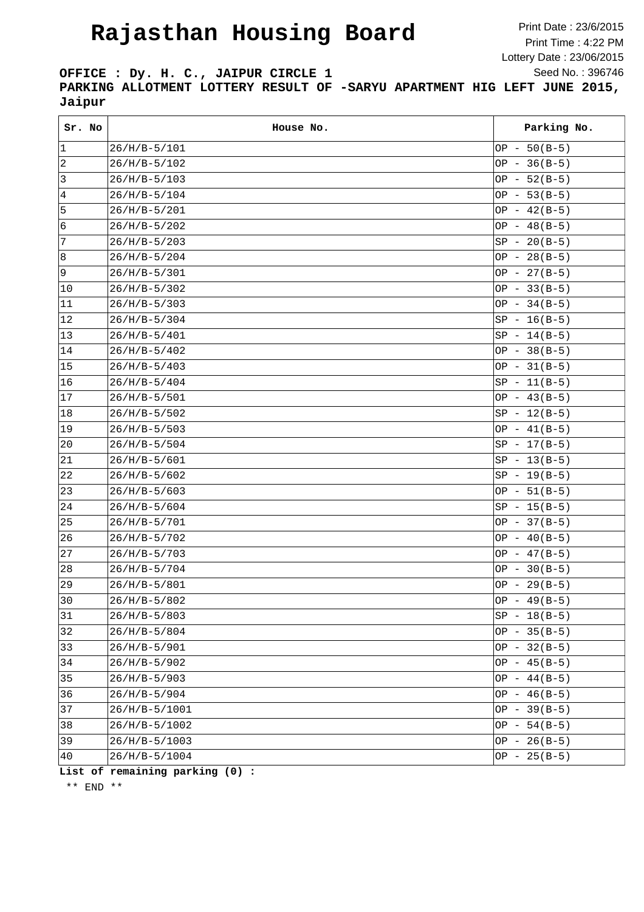# Rajasthan Housing Board

Print Date : 23/6/2015
Print Time : 4:22 PM
Lottery Date : 23/06/2015
Seed No. : 396746

**OFFICE : Dy. H. C., JAIPUR CIRCLE 1**

**PARKING ALLOTMENT LOTTERY RESULT OF -SARYU APARTMENT HIG LEFT JUNE 2015, Jaipur**

| Sr. No | House No. | Parking No. |
|---|---|---|
| 1 | 26/H/B-5/101 | OP - 50(B-5) |
| 2 | 26/H/B-5/102 | OP - 36(B-5) |
| 3 | 26/H/B-5/103 | OP - 52(B-5) |
| 4 | 26/H/B-5/104 | OP - 53(B-5) |
| 5 | 26/H/B-5/201 | OP - 42(B-5) |
| 6 | 26/H/B-5/202 | OP - 48(B-5) |
| 7 | 26/H/B-5/203 | SP - 20(B-5) |
| 8 | 26/H/B-5/204 | OP - 28(B-5) |
| 9 | 26/H/B-5/301 | OP - 27(B-5) |
| 10 | 26/H/B-5/302 | OP - 33(B-5) |
| 11 | 26/H/B-5/303 | OP - 34(B-5) |
| 12 | 26/H/B-5/304 | SP - 16(B-5) |
| 13 | 26/H/B-5/401 | SP - 14(B-5) |
| 14 | 26/H/B-5/402 | OP - 38(B-5) |
| 15 | 26/H/B-5/403 | OP - 31(B-5) |
| 16 | 26/H/B-5/404 | SP - 11(B-5) |
| 17 | 26/H/B-5/501 | OP - 43(B-5) |
| 18 | 26/H/B-5/502 | SP - 12(B-5) |
| 19 | 26/H/B-5/503 | OP - 41(B-5) |
| 20 | 26/H/B-5/504 | SP - 17(B-5) |
| 21 | 26/H/B-5/601 | SP - 13(B-5) |
| 22 | 26/H/B-5/602 | SP - 19(B-5) |
| 23 | 26/H/B-5/603 | OP - 51(B-5) |
| 24 | 26/H/B-5/604 | SP - 15(B-5) |
| 25 | 26/H/B-5/701 | OP - 37(B-5) |
| 26 | 26/H/B-5/702 | OP - 40(B-5) |
| 27 | 26/H/B-5/703 | OP - 47(B-5) |
| 28 | 26/H/B-5/704 | OP - 30(B-5) |
| 29 | 26/H/B-5/801 | OP - 29(B-5) |
| 30 | 26/H/B-5/802 | OP - 49(B-5) |
| 31 | 26/H/B-5/803 | SP - 18(B-5) |
| 32 | 26/H/B-5/804 | OP - 35(B-5) |
| 33 | 26/H/B-5/901 | OP - 32(B-5) |
| 34 | 26/H/B-5/902 | OP - 45(B-5) |
| 35 | 26/H/B-5/903 | OP - 44(B-5) |
| 36 | 26/H/B-5/904 | OP - 46(B-5) |
| 37 | 26/H/B-5/1001 | OP - 39(B-5) |
| 38 | 26/H/B-5/1002 | OP - 54(B-5) |
| 39 | 26/H/B-5/1003 | OP - 26(B-5) |
| 40 | 26/H/B-5/1004 | OP - 25(B-5) |

**List of remaining parking (0) :**

** END **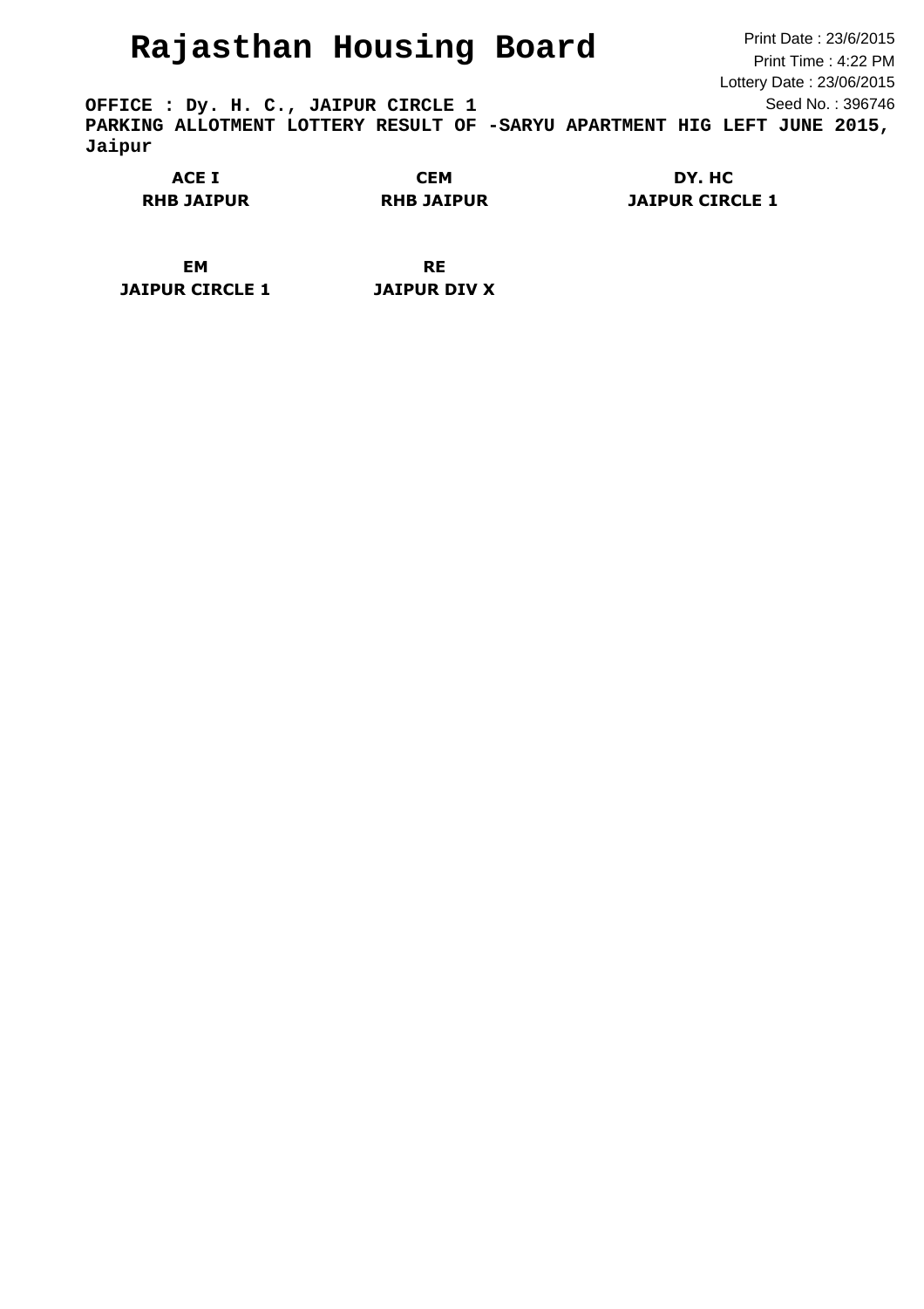# Rajasthan Housing Board

Print Date : 23/6/2015
Print Time : 4:22 PM
Lottery Date : 23/06/2015
Seed No. : 396746

**OFFICE : Dy. H. C., JAIPUR CIRCLE 1**
**PARKING ALLOTMENT LOTTERY RESULT OF -SARYU APARTMENT HIG LEFT JUNE 2015, Jaipur**

| | | |
|---|---|---|
| **ACE I** | **CEM** | **DY. HC** |
| **RHB JAIPUR** | **RHB JAIPUR** | **JAIPUR CIRCLE 1** |
| **EM** | **RE** | |
| **JAIPUR CIRCLE 1** | **JAIPUR DIV X** | |